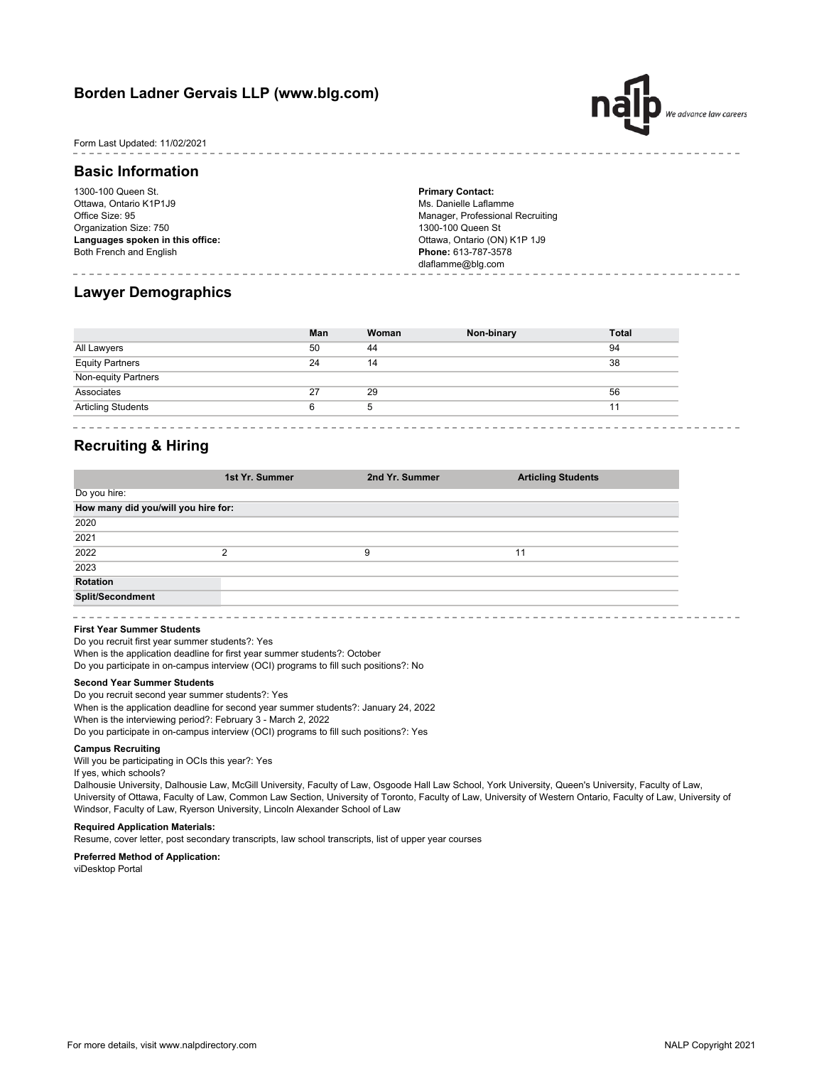## Borden Ladner Gervais LLP (www.blg.com)

Form Last Updated: 11/02/2021

## Basic Information

1300-100 Queen St.
Ottawa, Ontario K1P1J9
Office Size: 95
Organization Size: 750
**Languages spoken in this office:**
Both French and English

**Primary Contact:**
Ms. Danielle Laflamme
Manager, Professional Recruiting
1300-100 Queen St
Ottawa, Ontario (ON) K1P 1J9
**Phone:** 613-787-3578
dlaflamme@blg.com

## Lawyer Demographics

| | Man | Woman | Non-binary | Total |
|---|---|---|---|---|
| All Lawyers | 50 | 44 | | 94 |
| Equity Partners | 24 | 14 | | 38 |
| Non-equity Partners | | | | |
| Associates | 27 | 29 | | 56 |
| Articling Students | 6 | 5 | | 11 |

## Recruiting & Hiring

| | 1st Yr. Summer | 2nd Yr. Summer | Articling Students |
|---|---|---|---|
| Do you hire: | | | |
| **How many did you/will you hire for:** | | | |
| 2020 | | | |
| 2021 | | | |
| 2022 | 2 | 9 | 11 |
| 2023 | | | |
| **Rotation** | | | |
| **Split/Secondment** | | | |

**First Year Summer Students**

Do you recruit first year summer students?: Yes
When is the application deadline for first year summer students?: October
Do you participate in on-campus interview (OCI) programs to fill such positions?: No

**Second Year Summer Students**

Do you recruit second year summer students?: Yes
When is the application deadline for second year summer students?: January 24, 2022
When is the interviewing period?: February 3 - March 2, 2022
Do you participate in on-campus interview (OCI) programs to fill such positions?: Yes

**Campus Recruiting**

Will you be participating in OCIs this year?: Yes
If yes, which schools?
Dalhousie University, Dalhousie Law, McGill University, Faculty of Law, Osgoode Hall Law School, York University, Queen's University, Faculty of Law, University of Ottawa, Faculty of Law, Common Law Section, University of Toronto, Faculty of Law, University of Western Ontario, Faculty of Law, University of Windsor, Faculty of Law, Ryerson University, Lincoln Alexander School of Law

**Required Application Materials:**
Resume, cover letter, post secondary transcripts, law school transcripts, list of upper year courses

**Preferred Method of Application:**
viDesktop Portal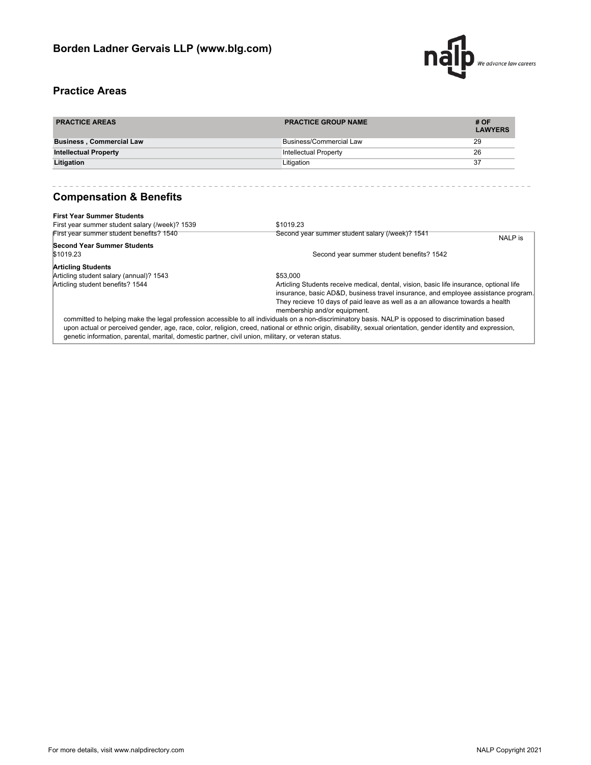## Borden Ladner Gervais LLP (www.blg.com)

### Practice Areas

| PRACTICE AREAS | PRACTICE GROUP NAME | # OF LAWYERS |
| --- | --- | --- |
| **Business , Commercial Law** | Business/Commercial Law | 29 |
| **Intellectual Property** | Intellectual Property | 26 |
| **Litigation** | Litigation | 37 |

### Compensation & Benefits

**First Year Summer Students**

First year summer student salary (/week)? 1539 $1019.23

First year summer student benefits? 1540

**Second Year Summer Students**

Second year summer student salary (/week)? 1541 $1019.23

Second year summer student benefits? 1542

**Articling Students**

Articling student salary (annual)? 1543 $53,000

Articling student benefits? 1544 Articling Students receive medical, dental, vision, basic life insurance, optional life insurance, basic AD&D, business travel insurance, and employee assistance program. They recieve 10 days of paid leave as well as a an allowance towards a health membership and/or equipment.

NALP is committed to helping make the legal profession accessible to all individuals on a non-discriminatory basis. NALP is opposed to discrimination based upon actual or perceived gender, age, race, color, religion, creed, national or ethnic origin, disability, sexual orientation, gender identity and expression, genetic information, parental, marital, domestic partner, civil union, military, or veteran status.

For more details, visit www.nalpdirectory.com

NALP Copyright 2021